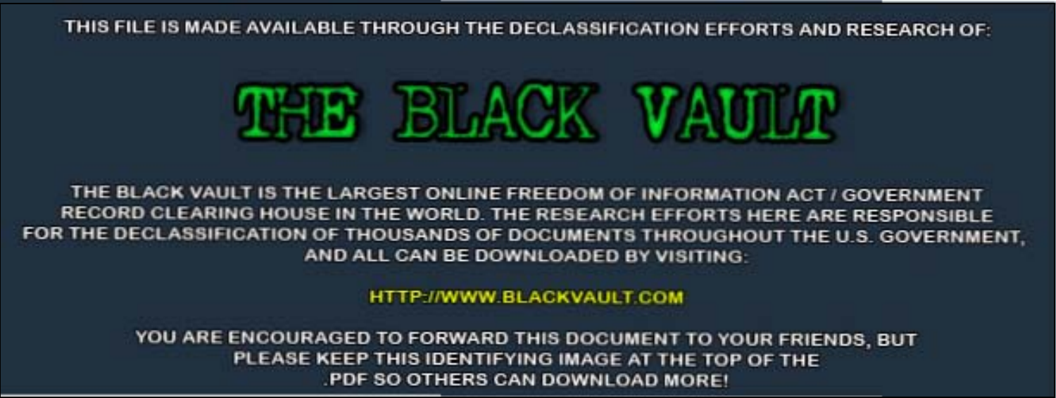THIS FILE IS MADE AVAILABLE THROUGH THE DECLASSIFICATION EFFORTS AND RESEARCH OF:

# THE BLACK VAULT

THE BLACK VAULT IS THE LARGEST ONLINE FREEDOM OF INFORMATION ACT / GOVERNMENT RECORD CLEARING HOUSE IN THE WORLD. THE RESEARCH EFFORTS HERE ARE RESPONSIBLE FOR THE DECLASSIFICATION OF THOUSANDS OF DOCUMENTS THROUGHOUT THE U.S. GOVERNMENT, AND ALL CAN BE DOWNLOADED BY VISITING:

HTTP://WWW.BLACKVAULT.COM

YOU ARE ENCOURAGED TO FORWARD THIS DOCUMENT TO YOUR FRIENDS, BUT PLEASE KEEP THIS IDENTIFYING IMAGE AT THE TOP OF THE .PDF SO OTHERS CAN DOWNLOAD MORE!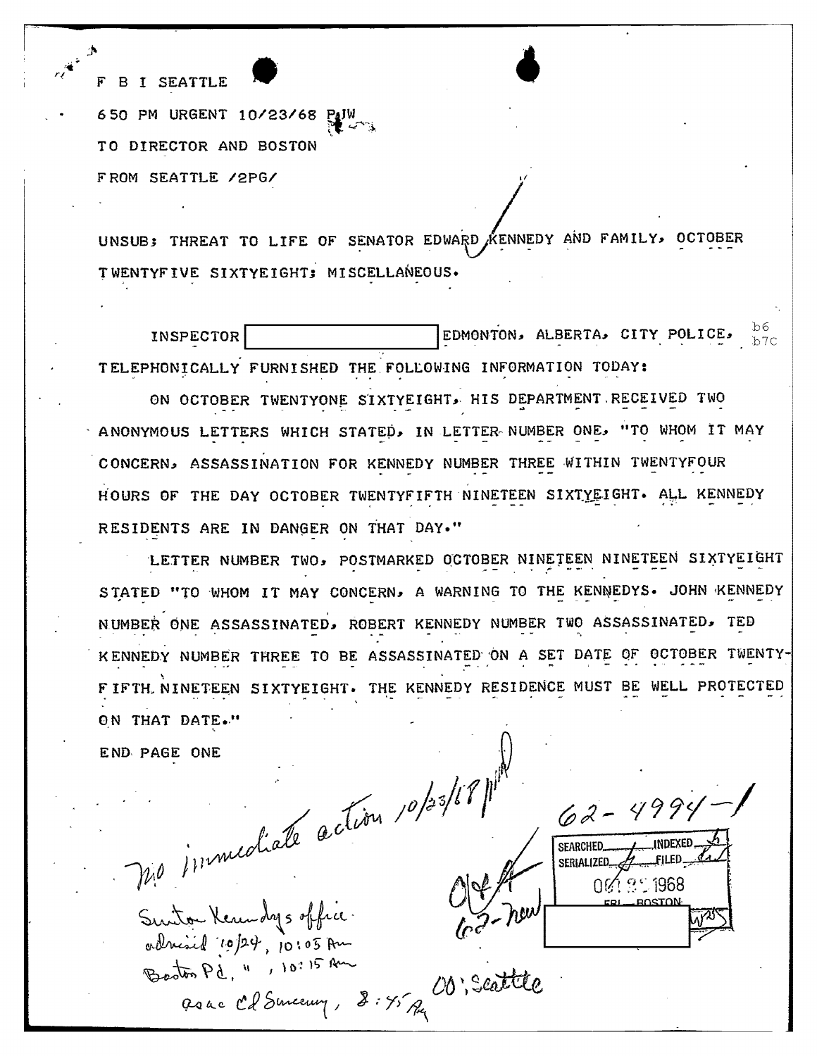F B I SEATTLE

650 PM URGENT 10/23/68 PJW

TO DIRECTOR AND BOSTON

FROM SEATTLE /2PG/

UNSUB; THREAT TO LIFE OF SENATOR EDWARD KENNEDY AND FAMILY, OCTOBER TWENTYFIVE SIXTYEIGHT; MISCELLANEOUS.

INSPECTOR [redacted] EDMONTON, ALBERTA, CITY POLICE, TELEPHONICALLY FURNISHED THE FOLLOWING INFORMATION TODAY:

b6
b7C

ON OCTOBER TWENTYONE SIXTYEIGHT, HIS DEPARTMENT RECEIVED TWO ANONYMOUS LETTERS WHICH STATED, IN LETTER NUMBER ONE, "TO WHOM IT MAY CONCERN, ASSASSINATION FOR KENNEDY NUMBER THREE WITHIN TWENTYFOUR HOURS OF THE DAY OCTOBER TWENTYFIFTH NINETEEN SIXTYEIGHT. ALL KENNEDY RESIDENTS ARE IN DANGER ON THAT DAY."

LETTER NUMBER TWO, POSTMARKED OCTOBER NINETEEN NINETEEN SIXTYEIGHT STATED "TO WHOM IT MAY CONCERN, A WARNING TO THE KENNEDYS. JOHN KENNEDY NUMBER ONE ASSASSINATED, ROBERT KENNEDY NUMBER TWO ASSASSINATED, TED KENNEDY NUMBER THREE TO BE ASSASSINATED ON A SET DATE OF OCTOBER TWENTY-FIFTH NINETEEN SIXTYEIGHT. THE KENNEDY RESIDENCE MUST BE WELL PROTECTED ON THAT DATE."

END PAGE ONE

No immediate action 10/23/68

Senator Kennedy's office advised 10/24, 10:05 Am
Boston Pd, " , 10:15 Am
asac Cd Sweeney, 8:45 Pm

62-4994-1

62-new

OO: Seattle

SEARCHED ___ INDEXED ___
SERIALIZED ___ FILED ___
OCT 2 1968
FBI — BOSTON
[redacted]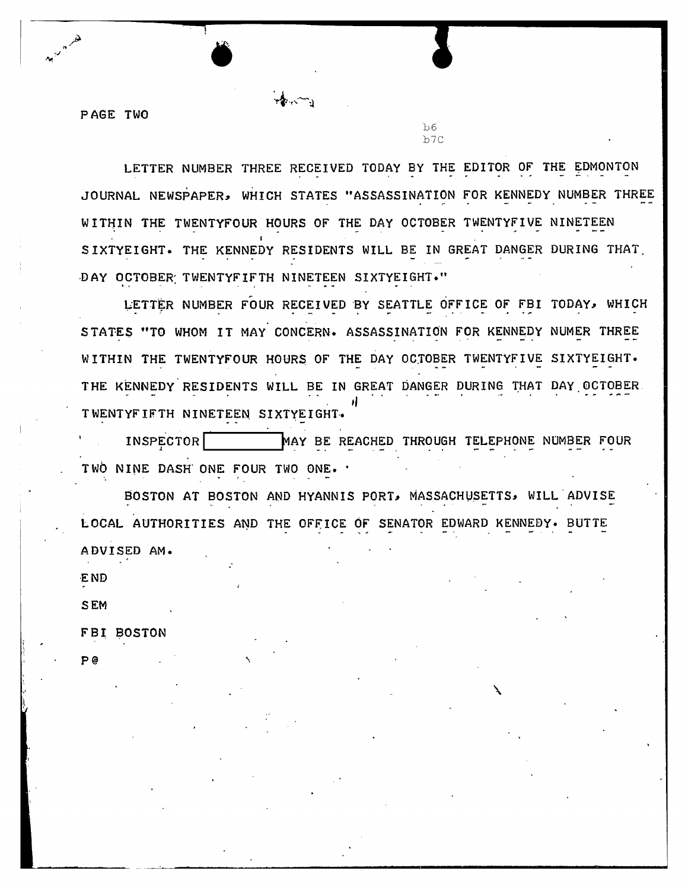PAGE TWO

b6
b7C

LETTER NUMBER THREE RECEIVED TODAY BY THE EDITOR OF THE EDMONTON JOURNAL NEWSPAPER, WHICH STATES "ASSASSINATION FOR KENNEDY NUMBER THREE WITHIN THE TWENTYFOUR HOURS OF THE DAY OCTOBER TWENTYFIVE NINETEEN SIXTYEIGHT. THE KENNEDY RESIDENTS WILL BE IN GREAT DANGER DURING THAT DAY OCTOBER TWENTYFIFTH NINETEEN SIXTYEIGHT."

LETTER NUMBER FOUR RECEIVED BY SEATTLE OFFICE OF FBI TODAY, WHICH STATES "TO WHOM IT MAY CONCERN. ASSASSINATION FOR KENNEDY NUMER THREE WITHIN THE TWENTYFOUR HOURS OF THE DAY OCTOBER TWENTYFIVE SIXTYEIGHT. THE KENNEDY RESIDENTS WILL BE IN GREAT DANGER DURING THAT DAY OCTOBER TWENTYFIFTH NINETEEN SIXTYEIGHT."

INSPECTOR [REDACTED] MAY BE REACHED THROUGH TELEPHONE NUMBER FOUR TWO NINE DASH ONE FOUR TWO ONE.

BOSTON AT BOSTON AND HYANNIS PORT, MASSACHUSETTS, WILL ADVISE LOCAL AUTHORITIES AND THE OFFICE OF SENATOR EDWARD KENNEDY. BUTTE ADVISED AM.

END

SEM

FBI BOSTON

P@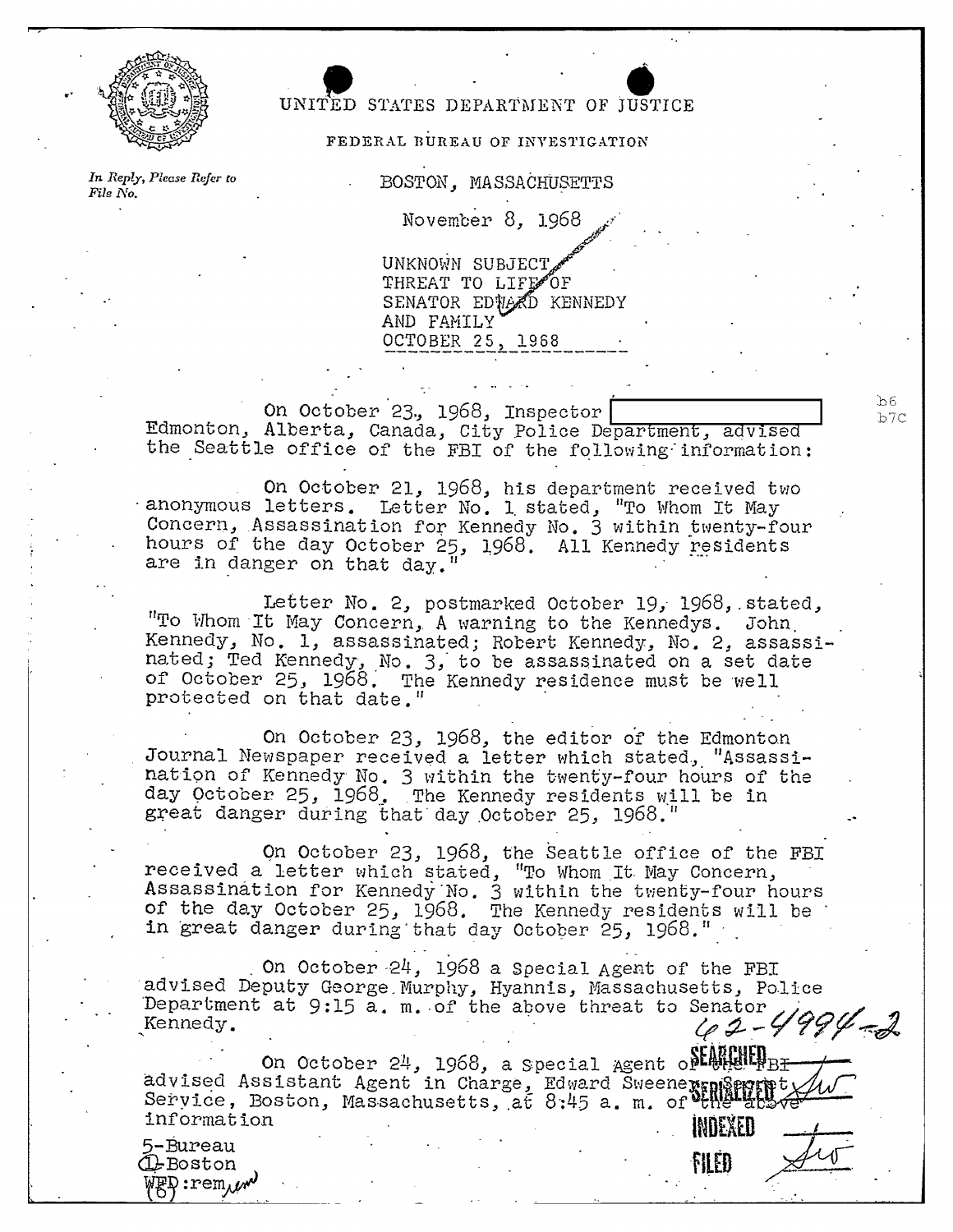UNITED STATES DEPARTMENT OF JUSTICE

FEDERAL BUREAU OF INVESTIGATION

*In Reply, Please Refer to File No.*

BOSTON, MASSACHUSETTS

November 8, 1968

UNKNOWN SUBJECT
THREAT TO LIFE OF
SENATOR EDWARD KENNEDY
AND FAMILY
OCTOBER 25, 1968

On October 23, 1968, Inspector [redacted] Edmonton, Alberta, Canada, City Police Department, advised the Seattle office of the FBI of the following information:

b6
b7C

On October 21, 1968, his department received two anonymous letters. Letter No. 1 stated, "To Whom It May Concern, Assassination for Kennedy No. 3 within twenty-four hours of the day October 25, 1968. All Kennedy residents are in danger on that day."

Letter No. 2, postmarked October 19, 1968, stated, "To Whom It May Concern, A warning to the Kennedys. John Kennedy, No. 1, assassinated; Robert Kennedy, No. 2, assassinated; Ted Kennedy, No. 3, to be assassinated on a set date of October 25, 1968. The Kennedy residence must be well protected on that date."

On October 23, 1968, the editor of the Edmonton Journal Newspaper received a letter which stated, "Assassination of Kennedy No. 3 within the twenty-four hours of the day October 25, 1968. The Kennedy residents will be in great danger during that day October 25, 1968."

On October 23, 1968, the Seattle office of the FBI received a letter which stated, "To Whom It May Concern, Assassination for Kennedy No. 3 within the twenty-four hours of the day October 25, 1968. The Kennedy residents will be in great danger during that day October 25, 1968."

On October 24, 1968 a Special Agent of the FBI advised Deputy George Murphy, Hyannis, Massachusetts, Police Department at 9:15 a. m. of the above threat to Senator Kennedy.

62-4994-2

On October 24, 1968, a Special Agent of the FBI advised Assistant Agent in Charge, Edward Sweeney, Secret Service, Boston, Massachusetts, at 8:45 a. m. of the above information

SEARCHED
SERIALIZED
INDEXED
FILED

5-Bureau
1-Boston
WFD:rem
(6)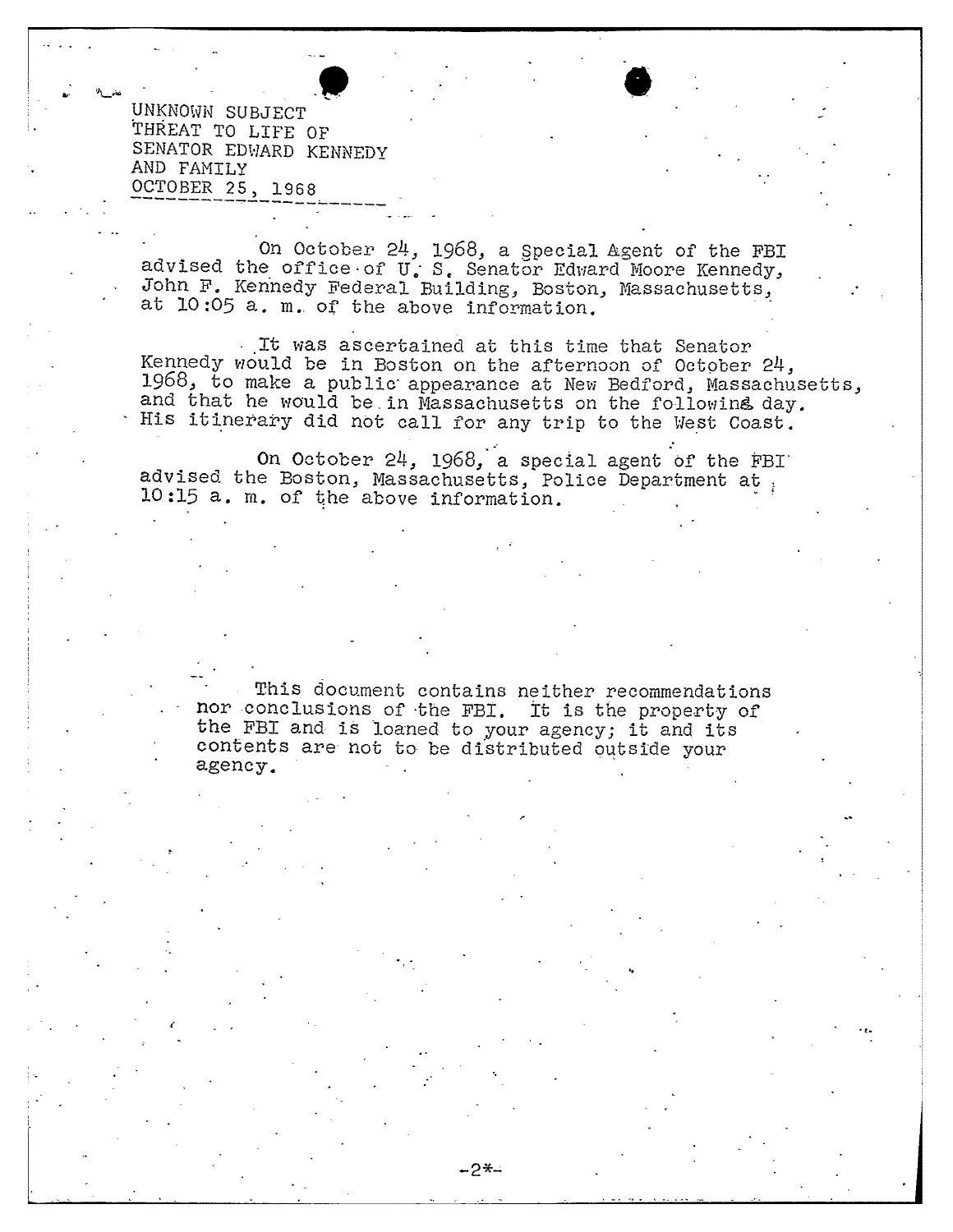UNKNOWN SUBJECT
THREAT TO LIFE OF
SENATOR EDWARD KENNEDY
AND FAMILY
OCTOBER 25, 1968

On October 24, 1968, a Special Agent of the FBI advised the office of U. S. Senator Edward Moore Kennedy, John F. Kennedy Federal Building, Boston, Massachusetts, at 10:05 a. m. of the above information.

It was ascertained at this time that Senator Kennedy would be in Boston on the afternoon of October 24, 1968, to make a public appearance at New Bedford, Massachusetts, and that he would be in Massachusetts on the following day. His itinerary did not call for any trip to the West Coast.

On October 24, 1968, a special agent of the FBI advised the Boston, Massachusetts, Police Department at 10:15 a. m. of the above information.

This document contains neither recommendations nor conclusions of the FBI. It is the property of the FBI and is loaned to your agency; it and its contents are not to be distributed outside your agency.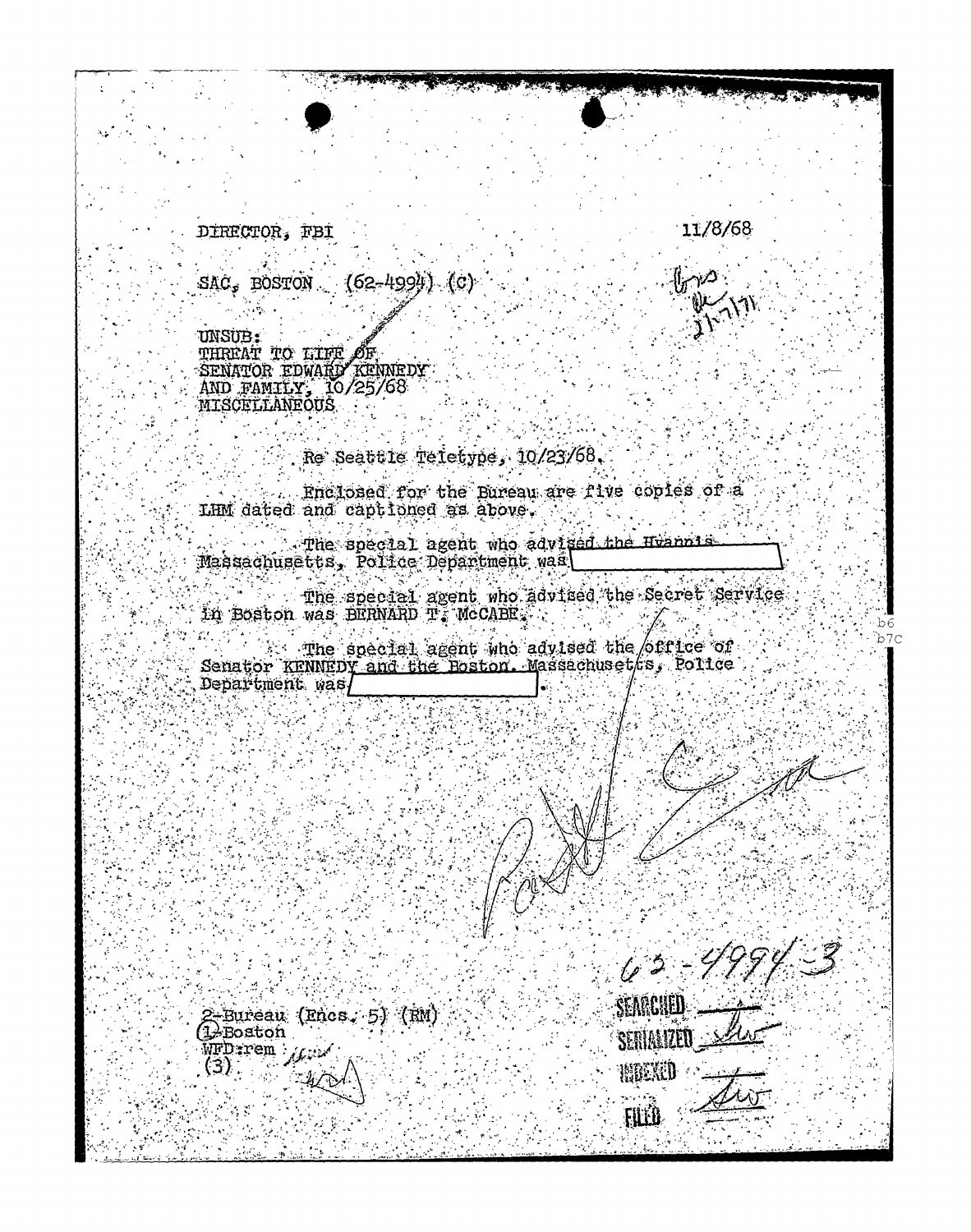DIRECTOR, FBI

11/8/68

SAC, BOSTON (62-4994) (C)

UNSUB:
THREAT TO LIFE OF
SENATOR EDWARD KENNEDY
AND FAMILY, 10/25/68
MISCELLANEOUS

Re Seattle Teletype, 10/23/68.

Enclosed for the Bureau are five copies of a LHM dated and captioned as above.

The special agent who advised the Hyannis Massachusetts, Police Department was [redacted].

The special agent who advised the Secret Service in Boston was BERNARD T. McCABE.

b6
b7C

The special agent who advised the office of Senator KENNEDY and the Boston, Massachusetts, Police Department was [redacted].

62-4994-3

SEARCHED
SERIALIZED
INDEXED
FILED

2-Bureau (Encs. 5) (RM)
1-Boston
WFD:rem
(3)